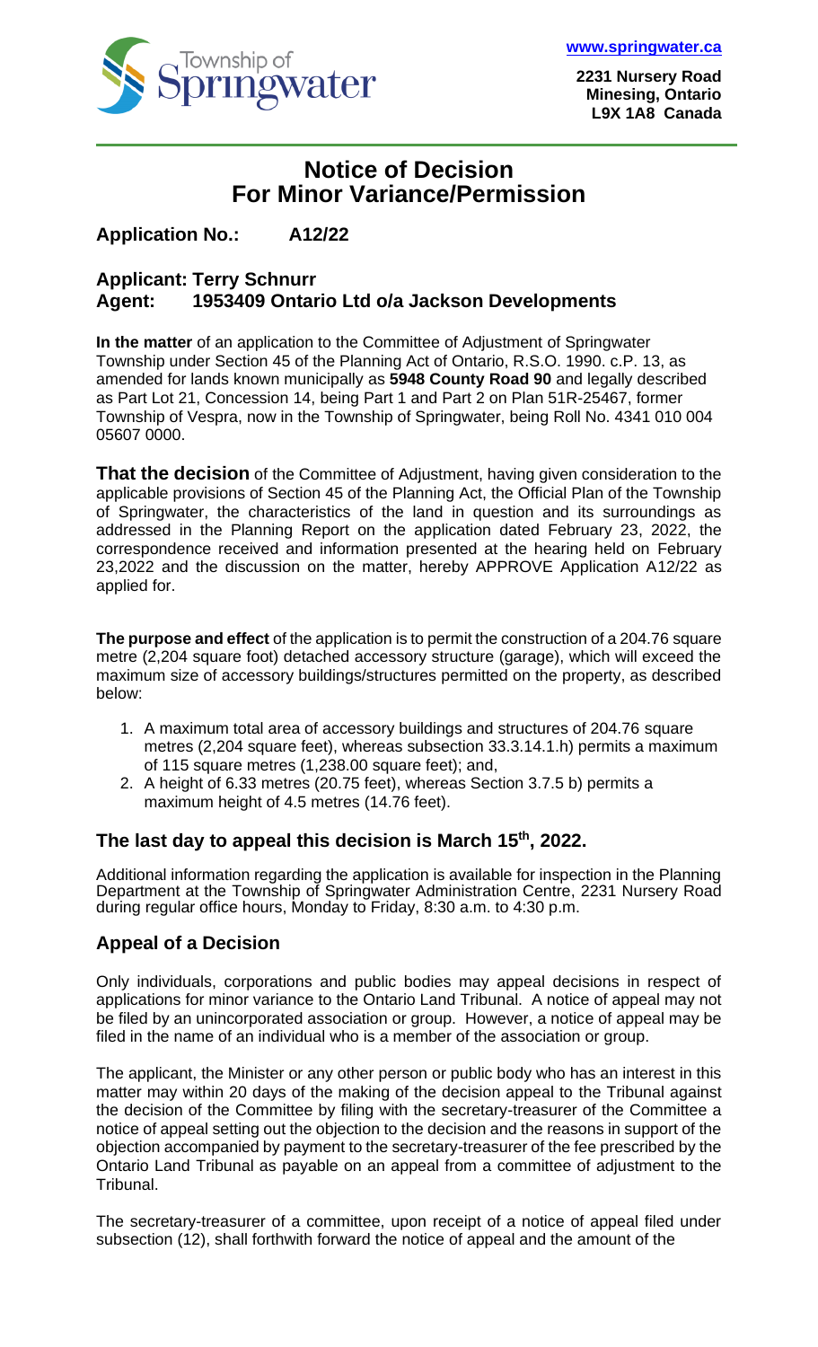**www.springwater.ca**

**2231 Nursery Road**
**Minesing, Ontario**
**L9X 1A8 Canada**

# Notice of Decision
# For Minor Variance/Permission

**Application No.: A12/22**

**Applicant: Terry Schnurr**
**Agent: 1953409 Ontario Ltd o/a Jackson Developments**

**In the matter** of an application to the Committee of Adjustment of Springwater Township under Section 45 of the Planning Act of Ontario, R.S.O. 1990. c.P. 13, as amended for lands known municipally as **5948 County Road 90** and legally described as Part Lot 21, Concession 14, being Part 1 and Part 2 on Plan 51R-25467, former Township of Vespra, now in the Township of Springwater, being Roll No. 4341 010 004 05607 0000.

**That the decision** of the Committee of Adjustment, having given consideration to the applicable provisions of Section 45 of the Planning Act, the Official Plan of the Township of Springwater, the characteristics of the land in question and its surroundings as addressed in the Planning Report on the application dated February 23, 2022, the correspondence received and information presented at the hearing held on February 23,2022 and the discussion on the matter, hereby APPROVE Application A12/22 as applied for.

**The purpose and effect** of the application is to permit the construction of a 204.76 square metre (2,204 square foot) detached accessory structure (garage), which will exceed the maximum size of accessory buildings/structures permitted on the property, as described below:

1. A maximum total area of accessory buildings and structures of 204.76 square metres (2,204 square feet), whereas subsection 33.3.14.1.h) permits a maximum of 115 square metres (1,238.00 square feet); and,
2. A height of 6.33 metres (20.75 feet), whereas Section 3.7.5 b) permits a maximum height of 4.5 metres (14.76 feet).

## The last day to appeal this decision is March 15th, 2022.

Additional information regarding the application is available for inspection in the Planning Department at the Township of Springwater Administration Centre, 2231 Nursery Road during regular office hours, Monday to Friday, 8:30 a.m. to 4:30 p.m.

## Appeal of a Decision

Only individuals, corporations and public bodies may appeal decisions in respect of applications for minor variance to the Ontario Land Tribunal. A notice of appeal may not be filed by an unincorporated association or group. However, a notice of appeal may be filed in the name of an individual who is a member of the association or group.

The applicant, the Minister or any other person or public body who has an interest in this matter may within 20 days of the making of the decision appeal to the Tribunal against the decision of the Committee by filing with the secretary-treasurer of the Committee a notice of appeal setting out the objection to the decision and the reasons in support of the objection accompanied by payment to the secretary-treasurer of the fee prescribed by the Ontario Land Tribunal as payable on an appeal from a committee of adjustment to the Tribunal.

The secretary-treasurer of a committee, upon receipt of a notice of appeal filed under subsection (12), shall forthwith forward the notice of appeal and the amount of the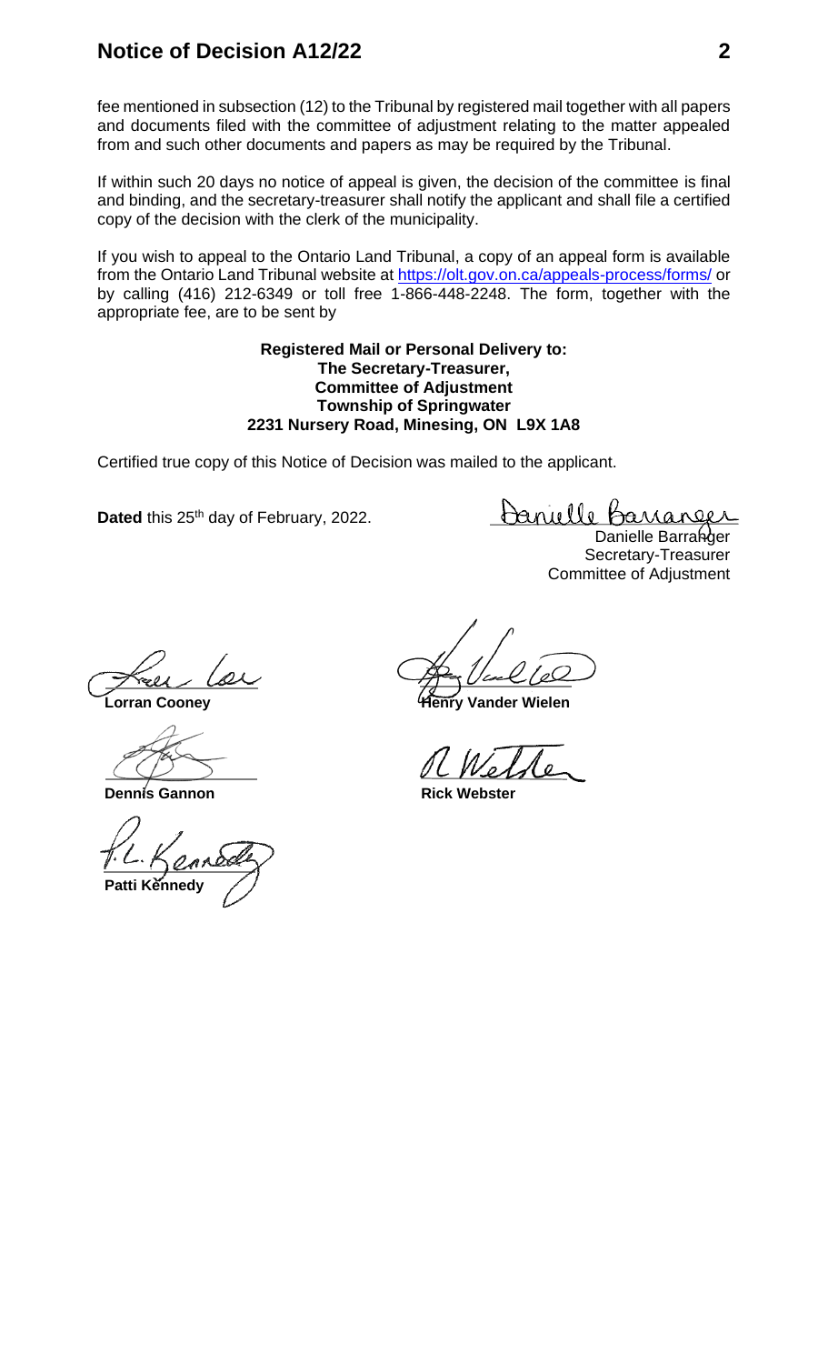fee mentioned in subsection (12) to the Tribunal by registered mail together with all papers and documents filed with the committee of adjustment relating to the matter appealed from and such other documents and papers as may be required by the Tribunal.

If within such 20 days no notice of appeal is given, the decision of the committee is final and binding, and the secretary-treasurer shall notify the applicant and shall file a certified copy of the decision with the clerk of the municipality.

If you wish to appeal to the Ontario Land Tribunal, a copy of an appeal form is available from the Ontario Land Tribunal website at https://olt.gov.on.ca/appeals-process/forms/ or by calling (416) 212-6349 or toll free 1-866-448-2248. The form, together with the appropriate fee, are to be sent by

**Registered Mail or Personal Delivery to:**
**The Secretary-Treasurer,**
**Committee of Adjustment**
**Township of Springwater**
**2231 Nursery Road, Minesing, ON L9X 1A8**

Certified true copy of this Notice of Decision was mailed to the applicant.

**Dated** this 25th day of February, 2022.

Danielle Barranger
Secretary-Treasurer
Committee of Adjustment

**Lorran Cooney**

**Henry Vander Wielen**

**Dennis Gannon**

**Rick Webster**

**Patti Kennedy**